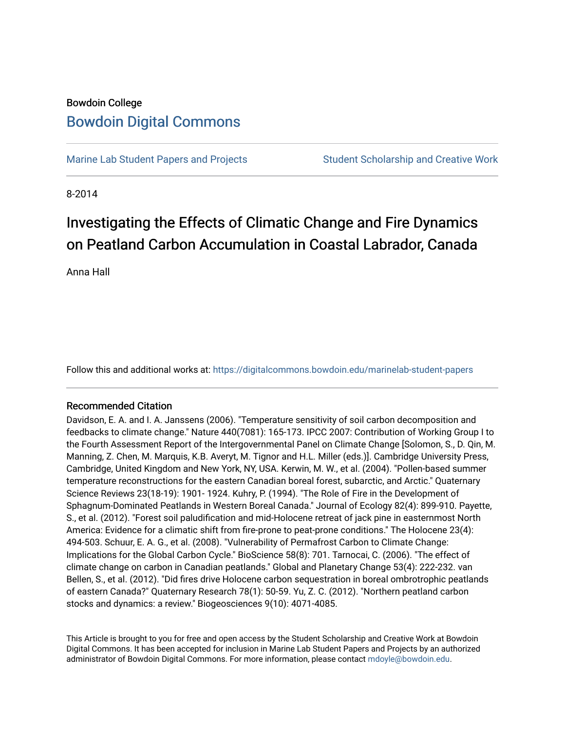Bowdoin College

## Bowdoin Digital Commons

Marine Lab Student Papers and Projects | Student Scholarship and Creative Work

8-2014

# Investigating the Effects of Climatic Change and Fire Dynamics on Peatland Carbon Accumulation in Coastal Labrador, Canada

Anna Hall

Follow this and additional works at: https://digitalcommons.bowdoin.edu/marinelab-student-papers

### Recommended Citation

Davidson, E. A. and I. A. Janssens (2006). "Temperature sensitivity of soil carbon decomposition and feedbacks to climate change." Nature 440(7081): 165-173. IPCC 2007: Contribution of Working Group I to the Fourth Assessment Report of the Intergovernmental Panel on Climate Change [Solomon, S., D. Qin, M. Manning, Z. Chen, M. Marquis, K.B. Averyt, M. Tignor and H.L. Miller (eds.)]. Cambridge University Press, Cambridge, United Kingdom and New York, NY, USA. Kerwin, M. W., et al. (2004). "Pollen-based summer temperature reconstructions for the eastern Canadian boreal forest, subarctic, and Arctic." Quaternary Science Reviews 23(18-19): 1901- 1924. Kuhry, P. (1994). "The Role of Fire in the Development of Sphagnum-Dominated Peatlands in Western Boreal Canada." Journal of Ecology 82(4): 899-910. Payette, S., et al. (2012). "Forest soil paludification and mid-Holocene retreat of jack pine in easternmost North America: Evidence for a climatic shift from fire-prone to peat-prone conditions." The Holocene 23(4): 494-503. Schuur, E. A. G., et al. (2008). "Vulnerability of Permafrost Carbon to Climate Change: Implications for the Global Carbon Cycle." BioScience 58(8): 701. Tarnocai, C. (2006). "The effect of climate change on carbon in Canadian peatlands." Global and Planetary Change 53(4): 222-232. van Bellen, S., et al. (2012). "Did fires drive Holocene carbon sequestration in boreal ombrotrophic peatlands of eastern Canada?" Quaternary Research 78(1): 50-59. Yu, Z. C. (2012). "Northern peatland carbon stocks and dynamics: a review." Biogeosciences 9(10): 4071-4085.

This Article is brought to you for free and open access by the Student Scholarship and Creative Work at Bowdoin Digital Commons. It has been accepted for inclusion in Marine Lab Student Papers and Projects by an authorized administrator of Bowdoin Digital Commons. For more information, please contact mdoyle@bowdoin.edu.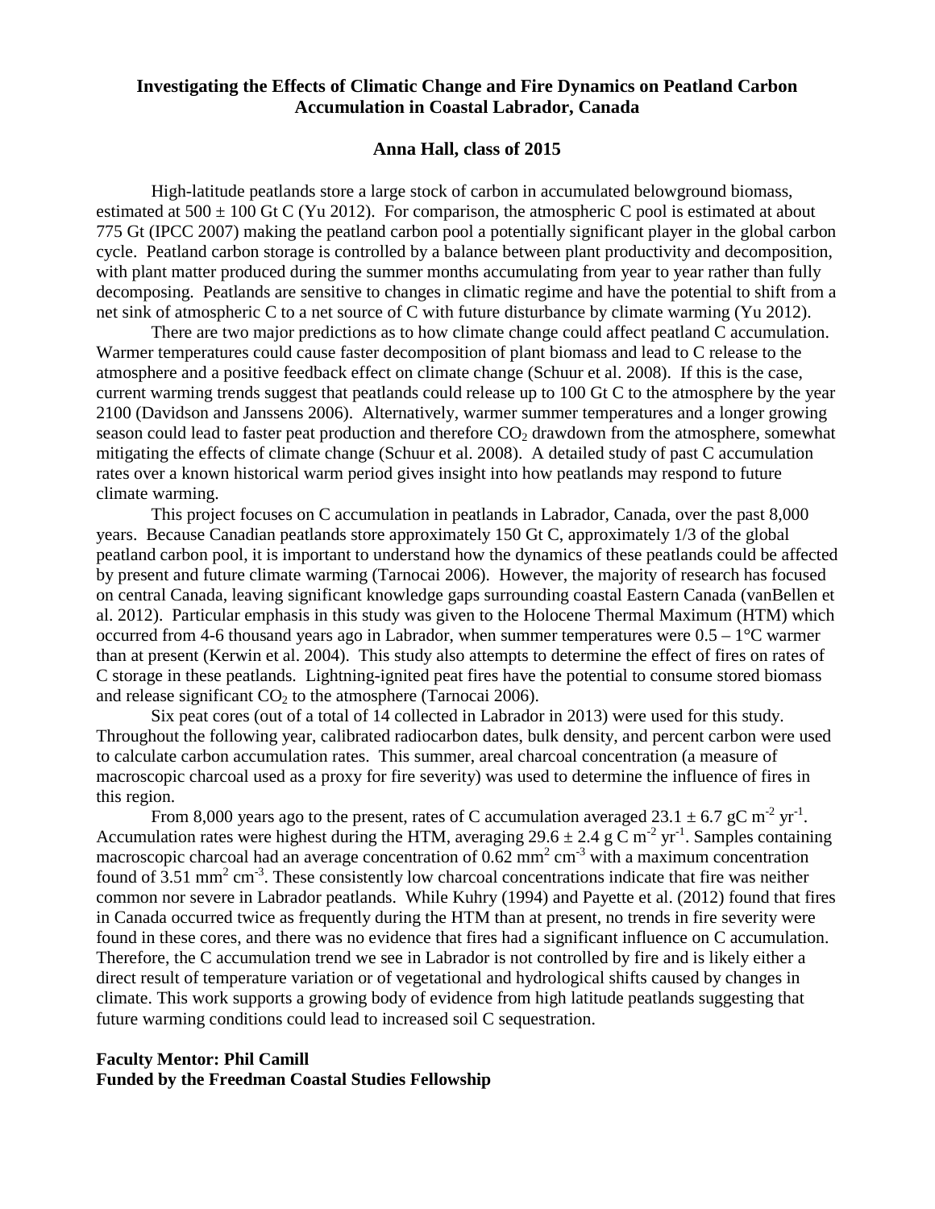# Investigating the Effects of Climatic Change and Fire Dynamics on Peatland Carbon Accumulation in Coastal Labrador, Canada

### Anna Hall, class of 2015

High-latitude peatlands store a large stock of carbon in accumulated belowground biomass, estimated at $500 \pm 100$ Gt C (Yu 2012). For comparison, the atmospheric C pool is estimated at about 775 Gt (IPCC 2007) making the peatland carbon pool a potentially significant player in the global carbon cycle. Peatland carbon storage is controlled by a balance between plant productivity and decomposition, with plant matter produced during the summer months accumulating from year to year rather than fully decomposing. Peatlands are sensitive to changes in climatic regime and have the potential to shift from a net sink of atmospheric C to a net source of C with future disturbance by climate warming (Yu 2012).

There are two major predictions as to how climate change could affect peatland C accumulation. Warmer temperatures could cause faster decomposition of plant biomass and lead to C release to the atmosphere and a positive feedback effect on climate change (Schuur et al. 2008). If this is the case, current warming trends suggest that peatlands could release up to 100 Gt C to the atmosphere by the year 2100 (Davidson and Janssens 2006). Alternatively, warmer summer temperatures and a longer growing season could lead to faster peat production and therefore $CO_2$ drawdown from the atmosphere, somewhat mitigating the effects of climate change (Schuur et al. 2008). A detailed study of past C accumulation rates over a known historical warm period gives insight into how peatlands may respond to future climate warming.

This project focuses on C accumulation in peatlands in Labrador, Canada, over the past 8,000 years. Because Canadian peatlands store approximately 150 Gt C, approximately 1/3 of the global peatland carbon pool, it is important to understand how the dynamics of these peatlands could be affected by present and future climate warming (Tarnocai 2006). However, the majority of research has focused on central Canada, leaving significant knowledge gaps surrounding coastal Eastern Canada (vanBellen et al. 2012). Particular emphasis in this study was given to the Holocene Thermal Maximum (HTM) which occurred from 4-6 thousand years ago in Labrador, when summer temperatures were 0.5 – 1°C warmer than at present (Kerwin et al. 2004). This study also attempts to determine the effect of fires on rates of C storage in these peatlands. Lightning-ignited peat fires have the potential to consume stored biomass and release significant $CO_2$ to the atmosphere (Tarnocai 2006).

Six peat cores (out of a total of 14 collected in Labrador in 2013) were used for this study. Throughout the following year, calibrated radiocarbon dates, bulk density, and percent carbon were used to calculate carbon accumulation rates. This summer, areal charcoal concentration (a measure of macroscopic charcoal used as a proxy for fire severity) was used to determine the influence of fires in this region.

From 8,000 years ago to the present, rates of C accumulation averaged $23.1 \pm 6.7$ gC $m^{-2}$ $yr^{-1}$. Accumulation rates were highest during the HTM, averaging $29.6 \pm 2.4$ g C $m^{-2}$ $yr^{-1}$. Samples containing macroscopic charcoal had an average concentration of 0.62 $mm^2$ $cm^{-3}$ with a maximum concentration found of 3.51 $mm^2$ $cm^{-3}$. These consistently low charcoal concentrations indicate that fire was neither common nor severe in Labrador peatlands. While Kuhry (1994) and Payette et al. (2012) found that fires in Canada occurred twice as frequently during the HTM than at present, no trends in fire severity were found in these cores, and there was no evidence that fires had a significant influence on C accumulation. Therefore, the C accumulation trend we see in Labrador is not controlled by fire and is likely either a direct result of temperature variation or of vegetational and hydrological shifts caused by changes in climate. This work supports a growing body of evidence from high latitude peatlands suggesting that future warming conditions could lead to increased soil C sequestration.

**Faculty Mentor: Phil Camill**
**Funded by the Freedman Coastal Studies Fellowship**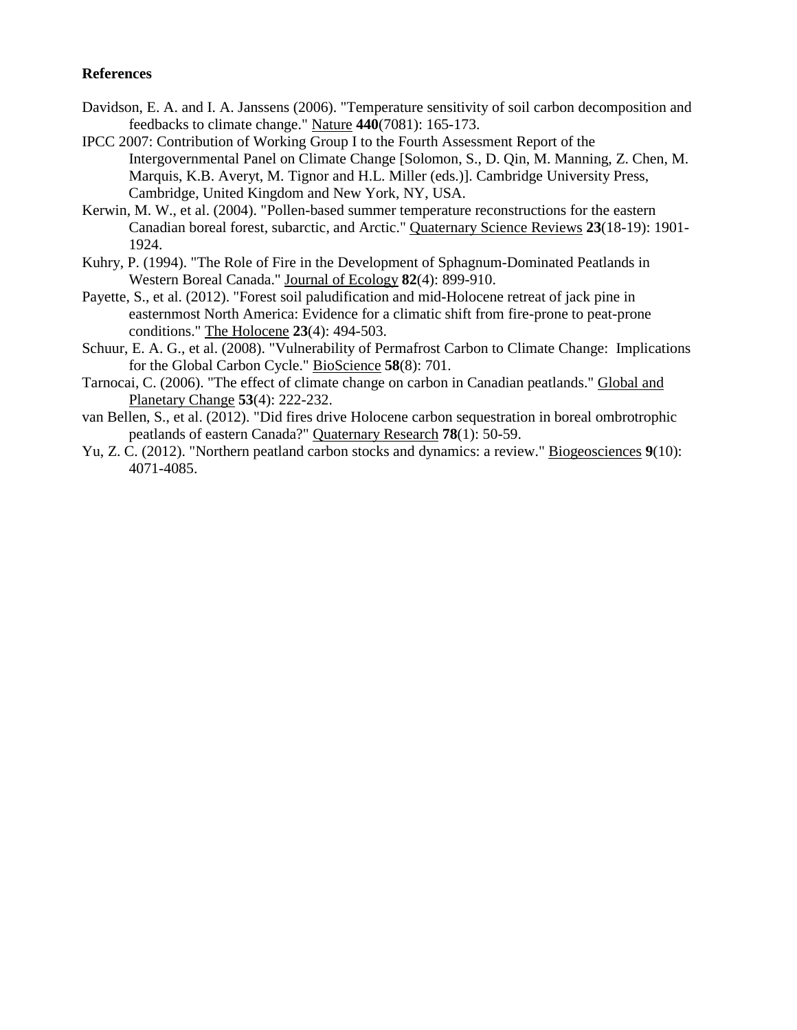**References**

Davidson, E. A. and I. A. Janssens (2006). "Temperature sensitivity of soil carbon decomposition and feedbacks to climate change." Nature **440**(7081): 165-173.

IPCC 2007: Contribution of Working Group I to the Fourth Assessment Report of the Intergovernmental Panel on Climate Change [Solomon, S., D. Qin, M. Manning, Z. Chen, M. Marquis, K.B. Averyt, M. Tignor and H.L. Miller (eds.)]. Cambridge University Press, Cambridge, United Kingdom and New York, NY, USA.

Kerwin, M. W., et al. (2004). "Pollen-based summer temperature reconstructions for the eastern Canadian boreal forest, subarctic, and Arctic." Quaternary Science Reviews **23**(18-19): 1901-1924.

Kuhry, P. (1994). "The Role of Fire in the Development of Sphagnum-Dominated Peatlands in Western Boreal Canada." Journal of Ecology **82**(4): 899-910.

Payette, S., et al. (2012). "Forest soil paludification and mid-Holocene retreat of jack pine in easternmost North America: Evidence for a climatic shift from fire-prone to peat-prone conditions." The Holocene **23**(4): 494-503.

Schuur, E. A. G., et al. (2008). "Vulnerability of Permafrost Carbon to Climate Change: Implications for the Global Carbon Cycle." BioScience **58**(8): 701.

Tarnocai, C. (2006). "The effect of climate change on carbon in Canadian peatlands." Global and Planetary Change **53**(4): 222-232.

van Bellen, S., et al. (2012). "Did fires drive Holocene carbon sequestration in boreal ombrotrophic peatlands of eastern Canada?" Quaternary Research **78**(1): 50-59.

Yu, Z. C. (2012). "Northern peatland carbon stocks and dynamics: a review." Biogeosciences **9**(10): 4071-4085.